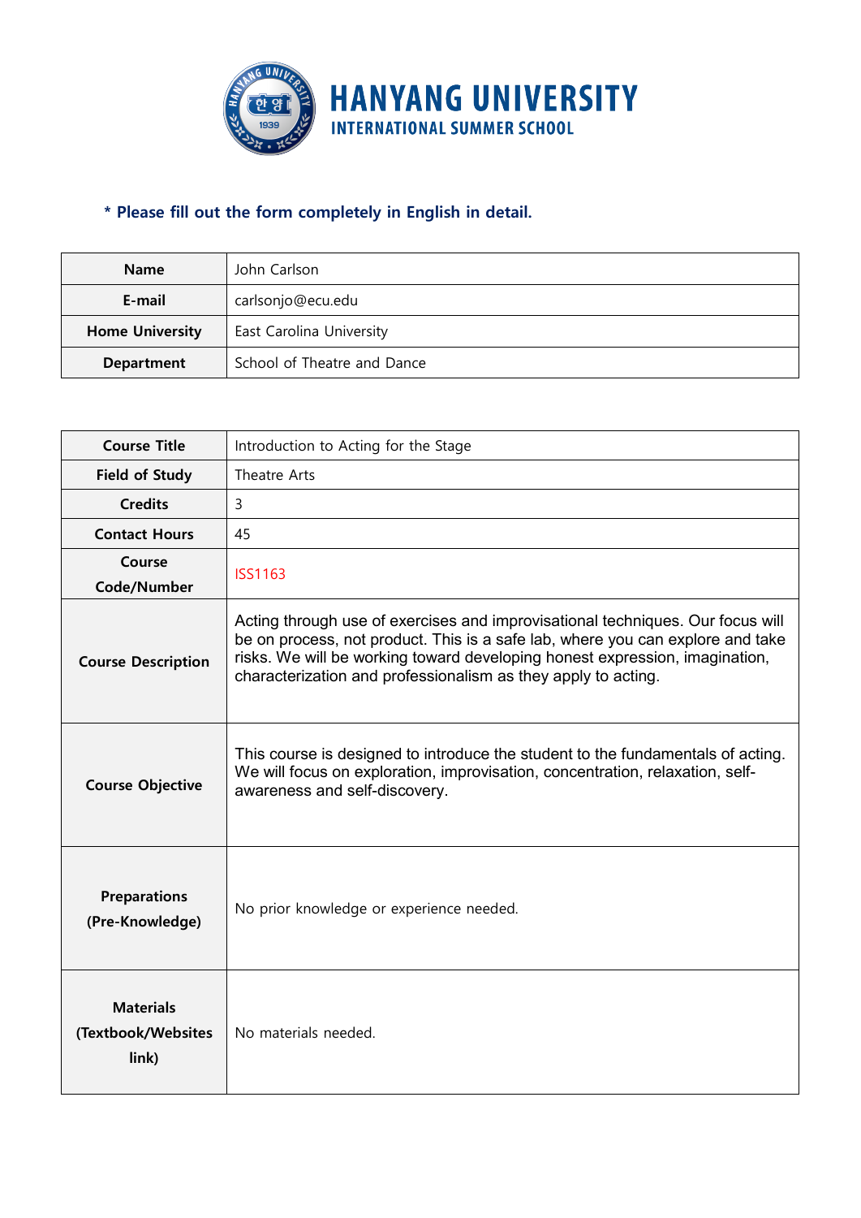# HANYANG UNIVERSITY
## INTERNATIONAL SUMMER SCHOOL

**\* Please fill out the form completely in English in detail.**

| **Name** | John Carlson |
|---|---|
| **E-mail** | carlsonjo@ecu.edu |
| **Home University** | East Carolina University |
| **Department** | School of Theatre and Dance |

| **Course Title** | Introduction to Acting for the Stage |
|---|---|
| **Field of Study** | Theatre Arts |
| **Credits** | 3 |
| **Contact Hours** | 45 |
| **Course Code/Number** | ISS1163 |
| **Course Description** | Acting through use of exercises and improvisational techniques. Our focus will be on process, not product. This is a safe lab, where you can explore and take risks. We will be working toward developing honest expression, imagination, characterization and professionalism as they apply to acting. |
| **Course Objective** | This course is designed to introduce the student to the fundamentals of acting. We will focus on exploration, improvisation, concentration, relaxation, self-awareness and self-discovery. |
| **Preparations (Pre-Knowledge)** | No prior knowledge or experience needed. |
| **Materials (Textbook/Websites link)** | No materials needed. |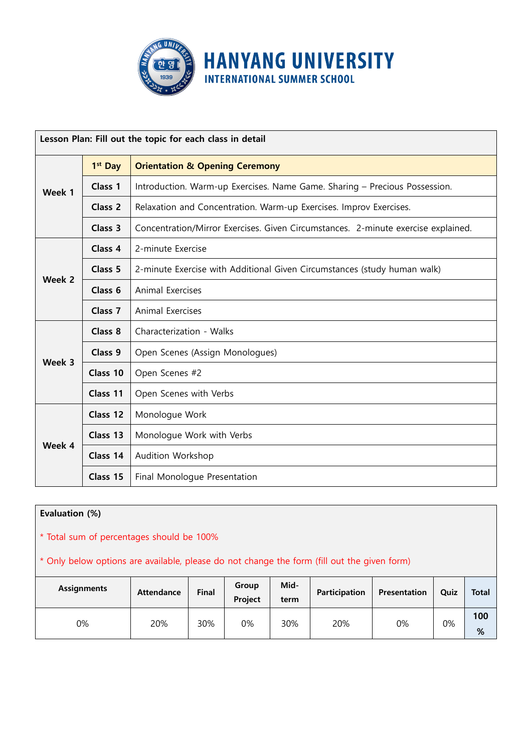# HANYANG UNIVERSITY
## INTERNATIONAL SUMMER SCHOOL

| Lesson Plan: Fill out the topic for each class in detail | | |
|---|---|---|
| Week 1 | 1st Day | **Orientation & Opening Ceremony** |
| | Class 1 | Introduction. Warm-up Exercises. Name Game. Sharing – Precious Possession. |
| | Class 2 | Relaxation and Concentration. Warm-up Exercises. Improv Exercises. |
| | Class 3 | Concentration/Mirror Exercises. Given Circumstances. 2-minute exercise explained. |
| Week 2 | Class 4 | 2-minute Exercise |
| | Class 5 | 2-minute Exercise with Additional Given Circumstances (study human walk) |
| | Class 6 | Animal Exercises |
| | Class 7 | Animal Exercises |
| Week 3 | Class 8 | Characterization - Walks |
| | Class 9 | Open Scenes (Assign Monologues) |
| | Class 10 | Open Scenes #2 |
| | Class 11 | Open Scenes with Verbs |
| Week 4 | Class 12 | Monologue Work |
| | Class 13 | Monologue Work with Verbs |
| | Class 14 | Audition Workshop |
| | Class 15 | Final Monologue Presentation |

**Evaluation (%)**

* Total sum of percentages should be 100%

* Only below options are available, please do not change the form (fill out the given form)

| Assignments | Attendance | Final | Group Project | Mid-term | Participation | Presentation | Quiz | Total |
|---|---|---|---|---|---|---|---|---|
| 0% | 20% | 30% | 0% | 30% | 20% | 0% | 0% | **100 %** |